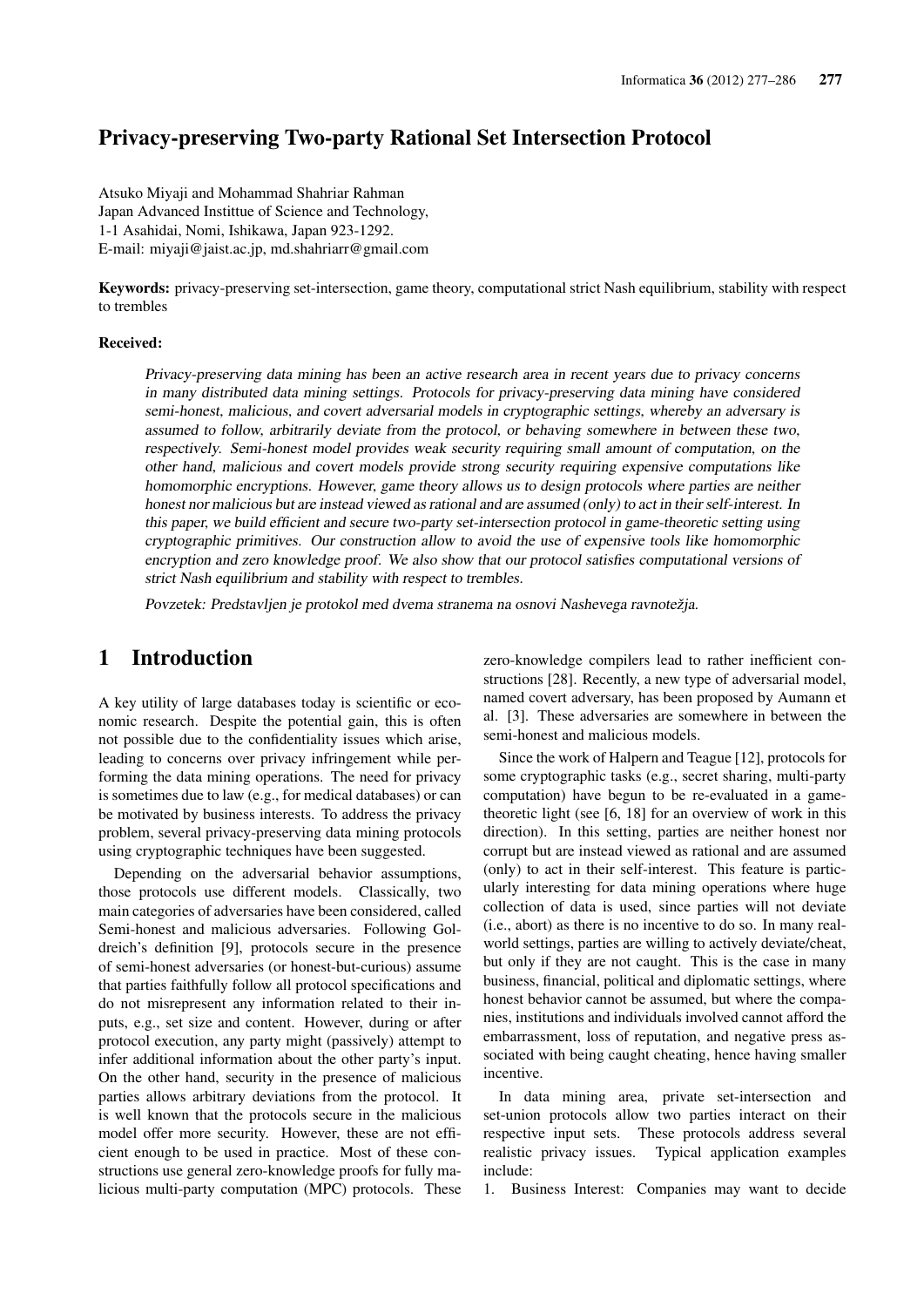# Privacy-preserving Two-party Rational Set Intersection Protocol

Atsuko Miyaji and Mohammad Shahriar Rahman
Japan Advanced Instittue of Science and Technology,
1-1 Asahidai, Nomi, Ishikawa, Japan 923-1292.
E-mail: miyaji@jaist.ac.jp, md.shahriarr@gmail.com

**Keywords:** privacy-preserving set-intersection, game theory, computational strict Nash equilibrium, stability with respect to trembles

**Received:**

*Privacy-preserving data mining has been an active research area in recent years due to privacy concerns in many distributed data mining settings. Protocols for privacy-preserving data mining have considered semi-honest, malicious, and covert adversarial models in cryptographic settings, whereby an adversary is assumed to follow, arbitrarily deviate from the protocol, or behaving somewhere in between these two, respectively. Semi-honest model provides weak security requiring small amount of computation, on the other hand, malicious and covert models provide strong security requiring expensive computations like homomorphic encryptions. However, game theory allows us to design protocols where parties are neither honest nor malicious but are instead viewed as rational and are assumed (only) to act in their self-interest. In this paper, we build efficient and secure two-party set-intersection protocol in game-theoretic setting using cryptographic primitives. Our construction allow to avoid the use of expensive tools like homomorphic encryption and zero knowledge proof. We also show that our protocol satisfies computational versions of strict Nash equilibrium and stability with respect to trembles.*

*Povzetek: Predstavljen je protokol med dvema stranema na osnovi Nashevega ravnotežja.*

## 1 Introduction

A key utility of large databases today is scientific or economic research. Despite the potential gain, this is often not possible due to the confidentiality issues which arise, leading to concerns over privacy infringement while performing the data mining operations. The need for privacy is sometimes due to law (e.g., for medical databases) or can be motivated by business interests. To address the privacy problem, several privacy-preserving data mining protocols using cryptographic techniques have been suggested.

Depending on the adversarial behavior assumptions, those protocols use different models. Classically, two main categories of adversaries have been considered, called Semi-honest and malicious adversaries. Following Goldreich's definition [9], protocols secure in the presence of semi-honest adversaries (or honest-but-curious) assume that parties faithfully follow all protocol specifications and do not misrepresent any information related to their inputs, e.g., set size and content. However, during or after protocol execution, any party might (passively) attempt to infer additional information about the other party's input. On the other hand, security in the presence of malicious parties allows arbitrary deviations from the protocol. It is well known that the protocols secure in the malicious model offer more security. However, these are not efficient enough to be used in practice. Most of these constructions use general zero-knowledge proofs for fully malicious multi-party computation (MPC) protocols. These zero-knowledge compilers lead to rather inefficient constructions [28]. Recently, a new type of adversarial model, named covert adversary, has been proposed by Aumann et al. [3]. These adversaries are somewhere in between the semi-honest and malicious models.

Since the work of Halpern and Teague [12], protocols for some cryptographic tasks (e.g., secret sharing, multi-party computation) have begun to be re-evaluated in a game-theoretic light (see [6, 18] for an overview of work in this direction). In this setting, parties are neither honest nor corrupt but are instead viewed as rational and are assumed (only) to act in their self-interest. This feature is particularly interesting for data mining operations where huge collection of data is used, since parties will not deviate (i.e., abort) as there is no incentive to do so. In many real-world settings, parties are willing to actively deviate/cheat, but only if they are not caught. This is the case in many business, financial, political and diplomatic settings, where honest behavior cannot be assumed, but where the companies, institutions and individuals involved cannot afford the embarrassment, loss of reputation, and negative press associated with being caught cheating, hence having smaller incentive.

In data mining area, private set-intersection and set-union protocols allow two parties interact on their respective input sets. These protocols address several realistic privacy issues. Typical application examples include:

1. Business Interest: Companies may want to decide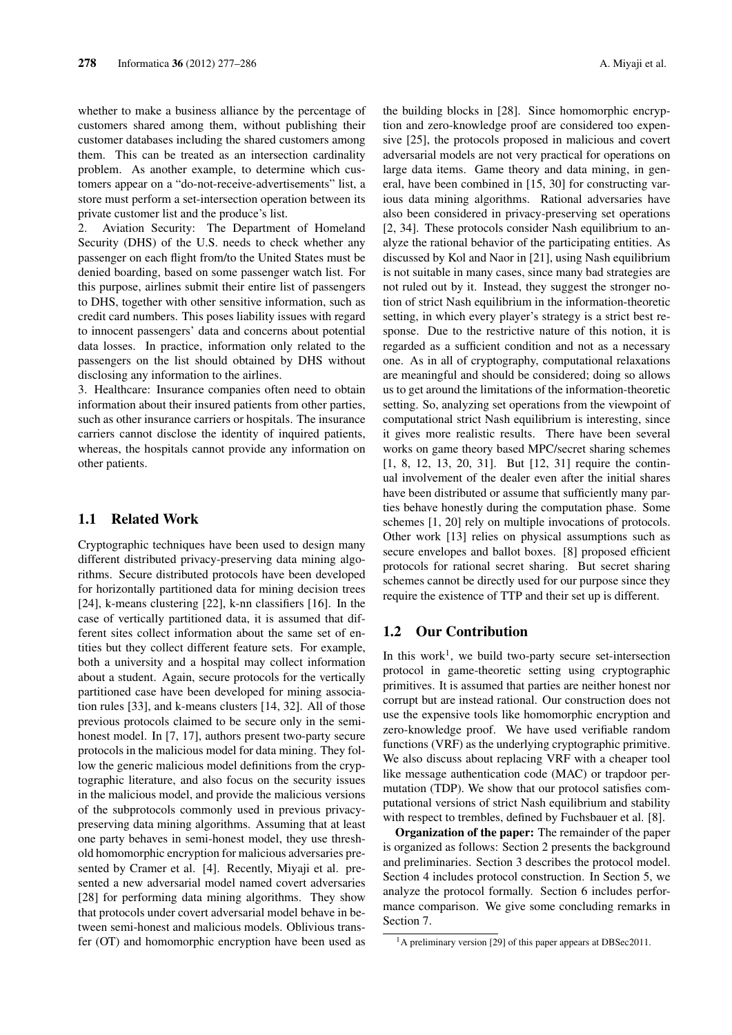whether to make a business alliance by the percentage of customers shared among them, without publishing their customer databases including the shared customers among them. This can be treated as an intersection cardinality problem. As another example, to determine which customers appear on a "do-not-receive-advertisements" list, a store must perform a set-intersection operation between its private customer list and the produce's list.

2. Aviation Security: The Department of Homeland Security (DHS) of the U.S. needs to check whether any passenger on each flight from/to the United States must be denied boarding, based on some passenger watch list. For this purpose, airlines submit their entire list of passengers to DHS, together with other sensitive information, such as credit card numbers. This poses liability issues with regard to innocent passengers' data and concerns about potential data losses. In practice, information only related to the passengers on the list should obtained by DHS without disclosing any information to the airlines.

3. Healthcare: Insurance companies often need to obtain information about their insured patients from other parties, such as other insurance carriers or hospitals. The insurance carriers cannot disclose the identity of inquired patients, whereas, the hospitals cannot provide any information on other patients.

## 1.1 Related Work

Cryptographic techniques have been used to design many different distributed privacy-preserving data mining algorithms. Secure distributed protocols have been developed for horizontally partitioned data for mining decision trees [24], k-means clustering [22], k-nn classifiers [16]. In the case of vertically partitioned data, it is assumed that different sites collect information about the same set of entities but they collect different feature sets. For example, both a university and a hospital may collect information about a student. Again, secure protocols for the vertically partitioned case have been developed for mining association rules [33], and k-means clusters [14, 32]. All of those previous protocols claimed to be secure only in the semi-honest model. In [7, 17], authors present two-party secure protocols in the malicious model for data mining. They follow the generic malicious model definitions from the cryptographic literature, and also focus on the security issues in the malicious model, and provide the malicious versions of the subprotocols commonly used in previous privacy-preserving data mining algorithms. Assuming that at least one party behaves in semi-honest model, they use threshold homomorphic encryption for malicious adversaries presented by Cramer et al. [4]. Recently, Miyaji et al. presented a new adversarial model named covert adversaries [28] for performing data mining algorithms. They show that protocols under covert adversarial model behave in between semi-honest and malicious models. Oblivious transfer (OT) and homomorphic encryption have been used as the building blocks in [28]. Since homomorphic encryption and zero-knowledge proof are considered too expensive [25], the protocols proposed in malicious and covert adversarial models are not very practical for operations on large data items. Game theory and data mining, in general, have been combined in [15, 30] for constructing various data mining algorithms. Rational adversaries have also been considered in privacy-preserving set operations [2, 34]. These protocols consider Nash equilibrium to analyze the rational behavior of the participating entities. As discussed by Kol and Naor in [21], using Nash equilibrium is not suitable in many cases, since many bad strategies are not ruled out by it. Instead, they suggest the stronger notion of strict Nash equilibrium in the information-theoretic setting, in which every player's strategy is a strict best response. Due to the restrictive nature of this notion, it is regarded as a sufficient condition and not as a necessary one. As in all of cryptography, computational relaxations are meaningful and should be considered; doing so allows us to get around the limitations of the information-theoretic setting. So, analyzing set operations from the viewpoint of computational strict Nash equilibrium is interesting, since it gives more realistic results. There have been several works on game theory based MPC/secret sharing schemes [1, 8, 12, 13, 20, 31]. But [12, 31] require the continual involvement of the dealer even after the initial shares have been distributed or assume that sufficiently many parties behave honestly during the computation phase. Some schemes [1, 20] rely on multiple invocations of protocols. Other work [13] relies on physical assumptions such as secure envelopes and ballot boxes. [8] proposed efficient protocols for rational secret sharing. But secret sharing schemes cannot be directly used for our purpose since they require the existence of TTP and their set up is different.

## 1.2 Our Contribution

In this work[1], we build two-party secure set-intersection protocol in game-theoretic setting using cryptographic primitives. It is assumed that parties are neither honest nor corrupt but are instead rational. Our construction does not use the expensive tools like homomorphic encryption and zero-knowledge proof. We have used verifiable random functions (VRF) as the underlying cryptographic primitive. We also discuss about replacing VRF with a cheaper tool like message authentication code (MAC) or trapdoor permutation (TDP). We show that our protocol satisfies computational versions of strict Nash equilibrium and stability with respect to trembles, defined by Fuchsbauer et al. [8].

**Organization of the paper:** The remainder of the paper is organized as follows: Section 2 presents the background and preliminaries. Section 3 describes the protocol model. Section 4 includes protocol construction. In Section 5, we analyze the protocol formally. Section 6 includes performance comparison. We give some concluding remarks in Section 7.

[1] A preliminary version [29] of this paper appears at DBSec2011.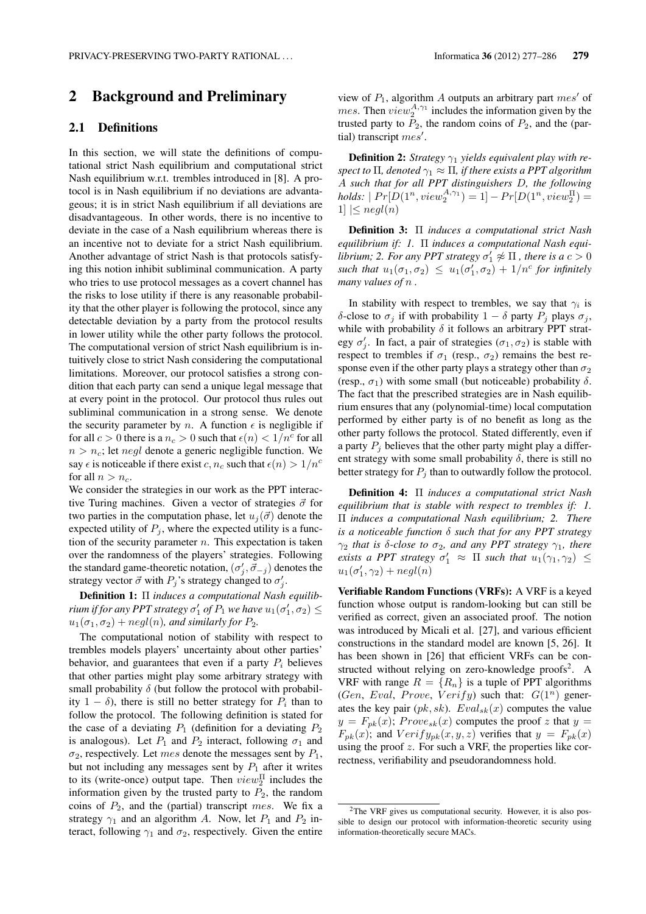## 2 Background and Preliminary

### 2.1 Definitions

In this section, we will state the definitions of computational strict Nash equilibrium and computational strict Nash equilibrium w.r.t. trembles introduced in [8]. A protocol is in Nash equilibrium if no deviations are advantageous; it is in strict Nash equilibrium if all deviations are disadvantageous. In other words, there is no incentive to deviate in the case of a Nash equilibrium whereas there is an incentive not to deviate for a strict Nash equilibrium. Another advantage of strict Nash is that protocols satisfying this notion inhibit subliminal communication. A party who tries to use protocol messages as a covert channel has the risks to lose utility if there is any reasonable probability that the other player is following the protocol, since any detectable deviation by a party from the protocol results in lower utility while the other party follows the protocol. The computational version of strict Nash equilibrium is intuitively close to strict Nash considering the computational limitations. Moreover, our protocol satisfies a strong condition that each party can send a unique legal message that at every point in the protocol. Our protocol thus rules out subliminal communication in a strong sense. We denote the security parameter by $n$. A function $\epsilon$ is negligible if for all $c > 0$ there is a $n_c > 0$ such that $\epsilon(n) < 1/n^c$ for all $n > n_c$; let $negl$ denote a generic negligible function. We say $\epsilon$ is noticeable if there exist $c, n_c$ such that $\epsilon(n) > 1/n^c$ for all $n > n_c$.

We consider the strategies in our work as the PPT interactive Turing machines. Given a vector of strategies $\vec{\sigma}$ for two parties in the computation phase, let $u_j(\vec{\sigma})$ denote the expected utility of $P_j$, where the expected utility is a function of the security parameter $n$. This expectation is taken over the randomness of the players' strategies. Following the standard game-theoretic notation, $(\sigma'_j, \vec{\sigma}_{-j})$ denotes the strategy vector $\vec{\sigma}$ with $P_j$'s strategy changed to $\sigma'_j$.

**Definition 1:** *$\Pi$ induces a computational Nash equilibrium if for any PPT strategy $\sigma'_1$ of $P_1$ we have $u_1(\sigma'_1, \sigma_2) \leq u_1(\sigma_1, \sigma_2) + negl(n)$, and similarly for $P_2$.*

The computational notion of stability with respect to trembles models players' uncertainty about other parties' behavior, and guarantees that even if a party $P_i$ believes that other parties might play some arbitrary strategy with small probability $\delta$ (but follow the protocol with probability $1 - \delta$), there is still no better strategy for $P_i$ than to follow the protocol. The following definition is stated for the case of a deviating $P_1$ (definition for a deviating $P_2$ is analogous). Let $P_1$ and $P_2$ interact, following $\sigma_1$ and $\sigma_2$, respectively. Let $mes$ denote the messages sent by $P_1$, but not including any messages sent by $P_1$ after it writes to its (write-once) output tape. Then $view_2^{\Pi}$ includes the information given by the trusted party to $P_2$, the random coins of $P_2$, and the (partial) transcript $mes$. We fix a strategy $\gamma_1$ and an algorithm $A$. Now, let $P_1$ and $P_2$ interact, following $\gamma_1$ and $\sigma_2$, respectively. Given the entire view of $P_1$, algorithm $A$ outputs an arbitrary part $mes'$ of $mes$. Then $view_2^{A,\gamma_1}$ includes the information given by the trusted party to $P_2$, the random coins of $P_2$, and the (partial) transcript $mes'$.

**Definition 2:** *Strategy $\gamma_1$ yields equivalent play with respect to $\Pi$, denoted $\gamma_1 \approx \Pi$, if there exists a PPT algorithm $A$ such that for all PPT distinguishers $D$, the following holds: $| Pr[D(1^n, view_2^{A,\gamma_1}) = 1] - Pr[D(1^n, view_2^{\Pi}) = 1] | \leq negl(n)$*

**Definition 3:** *$\Pi$ induces a computational strict Nash equilibrium if: 1. $\Pi$ induces a computational Nash equilibrium; 2. For any PPT strategy $\sigma'_1 \not\approx \Pi$, there is a $c > 0$ such that $u_1(\sigma_1, \sigma_2) \leq u_1(\sigma'_1, \sigma_2) + 1/n^c$ for infinitely many values of $n$.*

In stability with respect to trembles, we say that $\gamma_i$ is $\delta$-close to $\sigma_j$ if with probability $1 - \delta$ party $P_j$ plays $\sigma_j$, while with probability $\delta$ it follows an arbitrary PPT strategy $\sigma'_j$. In fact, a pair of strategies $(\sigma_1, \sigma_2)$ is stable with respect to trembles if $\sigma_1$ (resp., $\sigma_2$) remains the best response even if the other party plays a strategy other than $\sigma_2$ (resp., $\sigma_1$) with some small (but noticeable) probability $\delta$. The fact that the prescribed strategies are in Nash equilibrium ensures that any (polynomial-time) local computation performed by either party is of no benefit as long as the other party follows the protocol. Stated differently, even if a party $P_j$ believes that the other party might play a different strategy with some small probability $\delta$, there is still no better strategy for $P_j$ than to outwardly follow the protocol.

**Definition 4:** *$\Pi$ induces a computational strict Nash equilibrium that is stable with respect to trembles if: 1. $\Pi$ induces a computational Nash equilibrium; 2. There is a noticeable function $\delta$ such that for any PPT strategy $\gamma_2$ that is $\delta$-close to $\sigma_2$, and any PPT strategy $\gamma_1$, there exists a PPT strategy $\sigma'_1 \approx \Pi$ such that $u_1(\gamma_1, \gamma_2) \leq u_1(\sigma'_1, \gamma_2) + negl(n)$*

**Verifiable Random Functions (VRFs):** A VRF is a keyed function whose output is random-looking but can still be verified as correct, given an associated proof. The notion was introduced by Micali et al. [27], and various efficient constructions in the standard model are known [5, 26]. It has been shown in [26] that efficient VRFs can be constructed without relying on zero-knowledge proofs[2]. A VRF with range $R = \{R_n\}$ is a tuple of PPT algorithms $(Gen, Eval, Prove, Verify)$ such that: $G(1^n)$ generates the key pair $(pk, sk)$. $Eval_{sk}(x)$ computes the value $y = F_{pk}(x)$; $Prove_{sk}(x)$ computes the proof $z$ that $y = F_{pk}(x)$; and $Verify_{pk}(x, y, z)$ verifies that $y = F_{pk}(x)$ using the proof $z$. For such a VRF, the properties like correctness, verifiability and pseudorandomness hold.

[2] The VRF gives us computational security. However, it is also possible to design our protocol with information-theoretic security using information-theoretically secure MACs.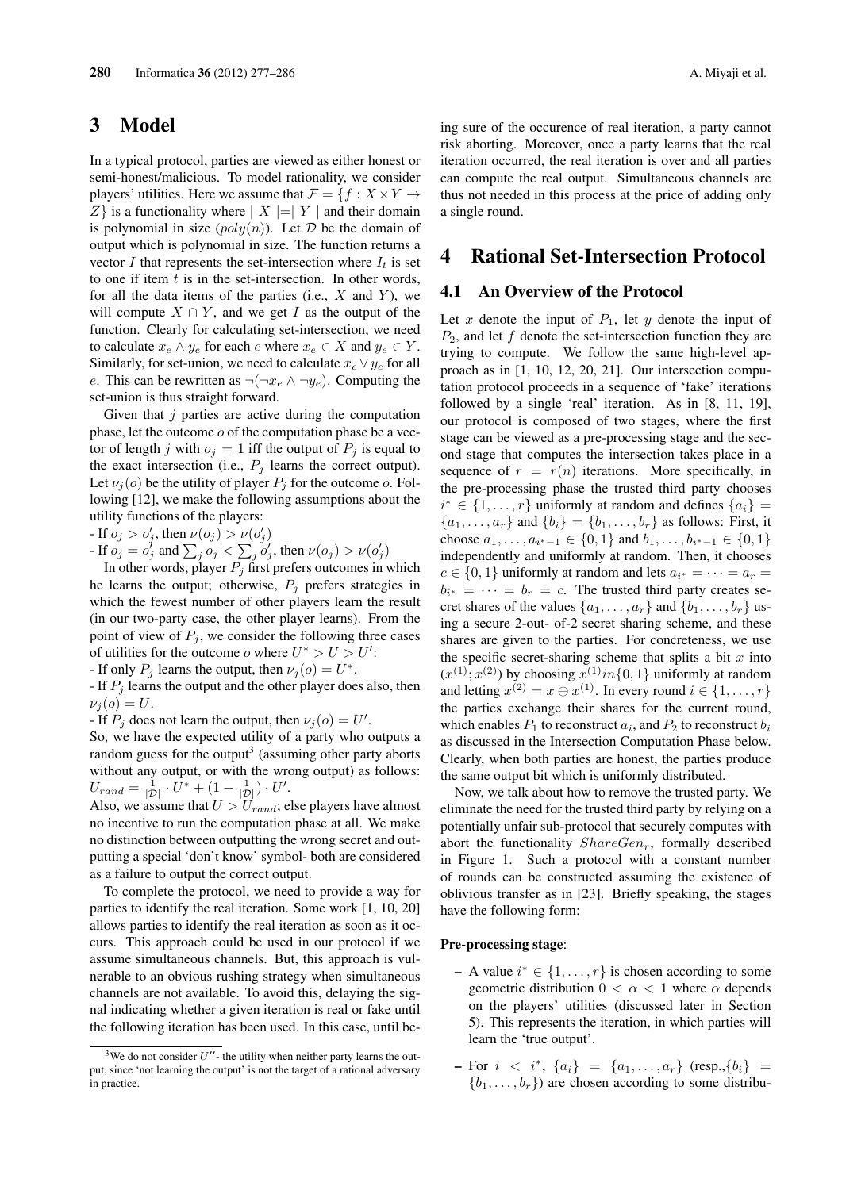# 3 Model

In a typical protocol, parties are viewed as either honest or semi-honest/malicious. To model rationality, we consider players' utilities. Here we assume that $\mathcal{F} = \{f : X \times Y \rightarrow Z\}$ is a functionality where $|X| = |Y|$ and their domain is polynomial in size ($poly(n)$). Let $\mathcal{D}$ be the domain of output which is polynomial in size. The function returns a vector $I$ that represents the set-intersection where $I_t$ is set to one if item $t$ is in the set-intersection. In other words, for all the data items of the parties (i.e., $X$ and $Y$), we will compute $X \cap Y$, and we get $I$ as the output of the function. Clearly for calculating set-intersection, we need to calculate $x_e \wedge y_e$ for each $e$ where $x_e \in X$ and $y_e \in Y$. Similarly, for set-union, we need to calculate $x_e \vee y_e$ for all $e$. This can be rewritten as $\neg(\neg x_e \wedge \neg y_e)$. Computing the set-union is thus straight forward.

Given that $j$ parties are active during the computation phase, let the outcome $o$ of the computation phase be a vector of length $j$ with $o_j = 1$ iff the output of $P_j$ is equal to the exact intersection (i.e., $P_j$ learns the correct output). Let $\nu_j(o)$ be the utility of player $P_j$ for the outcome $o$. Following [12], we make the following assumptions about the utility functions of the players:

- If $o_j > o'_j$, then $\nu(o_j) > \nu(o'_j)$
- If $o_j = o'_j$ and $\sum_j o_j < \sum_j o'_j$, then $\nu(o_j) > \nu(o'_j)$

In other words, player $P_j$ first prefers outcomes in which he learns the output; otherwise, $P_j$ prefers strategies in which the fewest number of other players learn the result (in our two-party case, the other player learns). From the point of view of $P_j$, we consider the following three cases of utilities for the outcome $o$ where $U^* > U > U'$:

- If only $P_j$ learns the output, then $\nu_j(o) = U^*$.
- If $P_j$ learns the output and the other player does also, then $\nu_j(o) = U$.
- If $P_j$ does not learn the output, then $\nu_j(o) = U'$.

So, we have the expected utility of a party who outputs a random guess for the output[3] (assuming other party aborts without any output, or with the wrong output) as follows: $U_{rand} = \frac{1}{|\mathcal{D}|} \cdot U^* + (1 - \frac{1}{|\mathcal{D}|}) \cdot U'$.

Also, we assume that $U > U_{rand}$; else players have almost no incentive to run the computation phase at all. We make no distinction between outputting the wrong secret and outputting a special 'don't know' symbol- both are considered as a failure to output the correct output.

To complete the protocol, we need to provide a way for parties to identify the real iteration. Some work [1, 10, 20] allows parties to identify the real iteration as soon as it occurs. This approach could be used in our protocol if we assume simultaneous channels. But, this approach is vulnerable to an obvious rushing strategy when simultaneous channels are not available. To avoid this, delaying the signal indicating whether a given iteration is real or fake until the following iteration has been used. In this case, until being sure of the occurence of real iteration, a party cannot risk aborting. Moreover, once a party learns that the real iteration occurred, the real iteration is over and all parties can compute the real output. Simultaneous channels are thus not needed in this process at the price of adding only a single round.

[3] We do not consider $U''$- the utility when neither party learns the output, since 'not learning the output' is not the target of a rational adversary in practice.

# 4 Rational Set-Intersection Protocol

## 4.1 An Overview of the Protocol

Let $x$ denote the input of $P_1$, let $y$ denote the input of $P_2$, and let $f$ denote the set-intersection function they are trying to compute. We follow the same high-level approach as in [1, 10, 12, 20, 21]. Our intersection computation protocol proceeds in a sequence of 'fake' iterations followed by a single 'real' iteration. As in [8, 11, 19], our protocol is composed of two stages, where the first stage can be viewed as a pre-processing stage and the second stage that computes the intersection takes place in a sequence of $r = r(n)$ iterations. More specifically, in the pre-processing phase the trusted third party chooses $i^* \in \{1, \ldots, r\}$ uniformly at random and defines $\{a_i\} = \{a_1, \ldots, a_r\}$ and $\{b_i\} = \{b_1, \ldots, b_r\}$ as follows: First, it choose $a_1, \ldots, a_{i^*-1} \in \{0, 1\}$ and $b_1, \ldots, b_{i^*-1} \in \{0, 1\}$ independently and uniformly at random. Then, it chooses $c \in \{0, 1\}$ uniformly at random and lets $a_{i^*} = \cdots = a_r = b_{i^*} = \cdots = b_r = c$. The trusted third party creates secret shares of the values $\{a_1, \ldots, a_r\}$ and $\{b_1, \ldots, b_r\}$ using a secure 2-out- of-2 secret sharing scheme, and these shares are given to the parties. For concreteness, we use the specific secret-sharing scheme that splits a bit $x$ into $(x^{(1)}; x^{(2)})$ by choosing $x^{(1)} in \{0, 1\}$ uniformly at random and letting $x^{(2)} = x \oplus x^{(1)}$. In every round $i \in \{1, \ldots, r\}$ the parties exchange their shares for the current round, which enables $P_1$ to reconstruct $a_i$, and $P_2$ to reconstruct $b_i$ as discussed in the Intersection Computation Phase below. Clearly, when both parties are honest, the parties produce the same output bit which is uniformly distributed.

Now, we talk about how to remove the trusted party. We eliminate the need for the trusted third party by relying on a potentially unfair sub-protocol that securely computes with abort the functionality $ShareGen_r$, formally described in Figure 1. Such a protocol with a constant number of rounds can be constructed assuming the existence of oblivious transfer as in [23]. Briefly speaking, the stages have the following form:

**Pre-processing stage**:

- A value $i^* \in \{1, \ldots, r\}$ is chosen according to some geometric distribution $0 < \alpha < 1$ where $\alpha$ depends on the players' utilities (discussed later in Section 5). This represents the iteration, in which parties will learn the 'true output'.
- For $i < i^*$, $\{a_i\} = \{a_1, \ldots, a_r\}$ (resp.,$\{b_i\} = \{b_1, \ldots, b_r\}$) are chosen according to some distribu-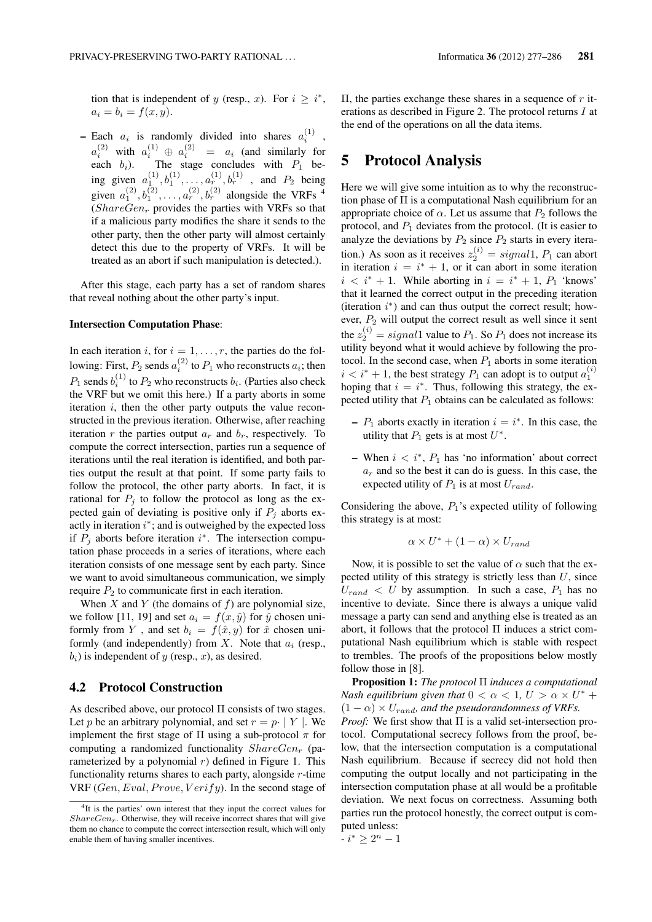tion that is independent of $y$ (resp., $x$). For $i \geq i^*$, $a_i = b_i = f(x, y)$.

– Each $a_i$ is randomly divided into shares $a_i^{(1)}$, $a_i^{(2)}$ with $a_i^{(1)} \oplus a_i^{(2)} = a_i$ (and similarly for each $b_i$). The stage concludes with $P_1$ being given $a_1^{(1)}, b_1^{(1)}, \ldots, a_r^{(1)}, b_r^{(1)}$, and $P_2$ being given $a_1^{(2)}, b_1^{(2)}, \ldots, a_r^{(2)}, b_r^{(2)}$ alongside the VRFs [4] ($ShareGen_r$ provides the parties with VRFs so that if a malicious party modifies the share it sends to the other party, then the other party will almost certainly detect this due to the property of VRFs. It will be treated as an abort if such manipulation is detected.).

After this stage, each party has a set of random shares that reveal nothing about the other party's input.

**Intersection Computation Phase**:

In each iteration $i$, for $i = 1, \ldots, r$, the parties do the following: First, $P_2$ sends $a_i^{(2)}$ to $P_1$ who reconstructs $a_i$; then $P_1$ sends $b_i^{(1)}$ to $P_2$ who reconstructs $b_i$. (Parties also check the VRF but we omit this here.) If a party aborts in some iteration $i$, then the other party outputs the value reconstructed in the previous iteration. Otherwise, after reaching iteration $r$ the parties output $a_r$ and $b_r$, respectively. To compute the correct intersection, parties run a sequence of iterations until the real iteration is identified, and both parties output the result at that point. If some party fails to follow the protocol, the other party aborts. In fact, it is rational for $P_j$ to follow the protocol as long as the expected gain of deviating is positive only if $P_j$ aborts exactly in iteration $i^*$; and is outweighed by the expected loss if $P_j$ aborts before iteration $i^*$. The intersection computation phase proceeds in a series of iterations, where each iteration consists of one message sent by each party. Since we want to avoid simultaneous communication, we simply require $P_2$ to communicate first in each iteration.

When $X$ and $Y$ (the domains of $f$) are polynomial size, we follow [11, 19] and set $a_i = f(x, \hat{y})$ for $\hat{y}$ chosen uniformly from $Y$, and set $b_i = f(\hat{x}, y)$ for $\hat{x}$ chosen uniformly (and independently) from $X$. Note that $a_i$ (resp., $b_i$) is independent of $y$ (resp., $x$), as desired.

### 4.2 Protocol Construction

As described above, our protocol $\Pi$ consists of two stages. Let $p$ be an arbitrary polynomial, and set $r = p \cdot \mid Y \mid$. We implement the first stage of $\Pi$ using a sub-protocol $\pi$ for computing a randomized functionality $ShareGen_r$ (parameterized by a polynomial $r$) defined in Figure 1. This functionality returns shares to each party, alongside $r$-time VRF ($Gen, Eval, Prove, Verify$). In the second stage of $\Pi$, the parties exchange these shares in a sequence of $r$ iterations as described in Figure 2. The protocol returns $I$ at the end of the operations on all the data items.

[4] It is the parties' own interest that they input the correct values for $ShareGen_r$. Otherwise, they will receive incorrect shares that will give them no chance to compute the correct intersection result, which will only enable them of having smaller incentives.

## 5 Protocol Analysis

Here we will give some intuition as to why the reconstruction phase of $\Pi$ is a computational Nash equilibrium for an appropriate choice of $\alpha$. Let us assume that $P_2$ follows the protocol, and $P_1$ deviates from the protocol. (It is easier to analyze the deviations by $P_2$ since $P_2$ starts in every iteration.) As soon as it receives $z_2^{(i)} = signal1$, $P_1$ can abort in iteration $i = i^* + 1$, or it can abort in some iteration $i < i^* + 1$. While aborting in $i = i^* + 1$, $P_1$ 'knows' that it learned the correct output in the preceding iteration (iteration $i^*$) and can thus output the correct result; however, $P_2$ will output the correct result as well since it sent the $z_2^{(i)} = signal1$ value to $P_1$. So $P_1$ does not increase its utility beyond what it would achieve by following the protocol. In the second case, when $P_1$ aborts in some iteration $i < i^* + 1$, the best strategy $P_1$ can adopt is to output $a_1^{(i)}$ hoping that $i = i^*$. Thus, following this strategy, the expected utility that $P_1$ obtains can be calculated as follows:

– $P_1$ aborts exactly in iteration $i = i^*$. In this case, the utility that $P_1$ gets is at most $U^*$.

– When $i < i^*$, $P_1$ has 'no information' about correct $a_r$ and so the best it can do is guess. In this case, the expected utility of $P_1$ is at most $U_{rand}$.

Considering the above, $P_1$'s expected utility of following this strategy is at most:

$$\alpha \times U^* + (1 - \alpha) \times U_{rand}$$

Now, it is possible to set the value of $\alpha$ such that the expected utility of this strategy is strictly less than $U$, since $U_{rand} < U$ by assumption. In such a case, $P_1$ has no incentive to deviate. Since there is always a unique valid message a party can send and anything else is treated as an abort, it follows that the protocol $\Pi$ induces a strict computational Nash equilibrium which is stable with respect to trembles. The proofs of the propositions below mostly follow those in [8].

**Proposition 1:** *The protocol $\Pi$ induces a computational Nash equilibrium given that $0 < \alpha < 1$, $U > \alpha \times U^* + (1 - \alpha) \times U_{rand}$, and the pseudorandomness of VRFs.*

*Proof:* We first show that $\Pi$ is a valid set-intersection protocol. Computational secrecy follows from the proof, below, that the intersection computation is a computational Nash equilibrium. Because if secrecy did not hold then computing the output locally and not participating in the intersection computation phase at all would be a profitable deviation. We next focus on correctness. Assuming both parties run the protocol honestly, the correct output is computed unless:

- $i^* \geq 2^n - 1$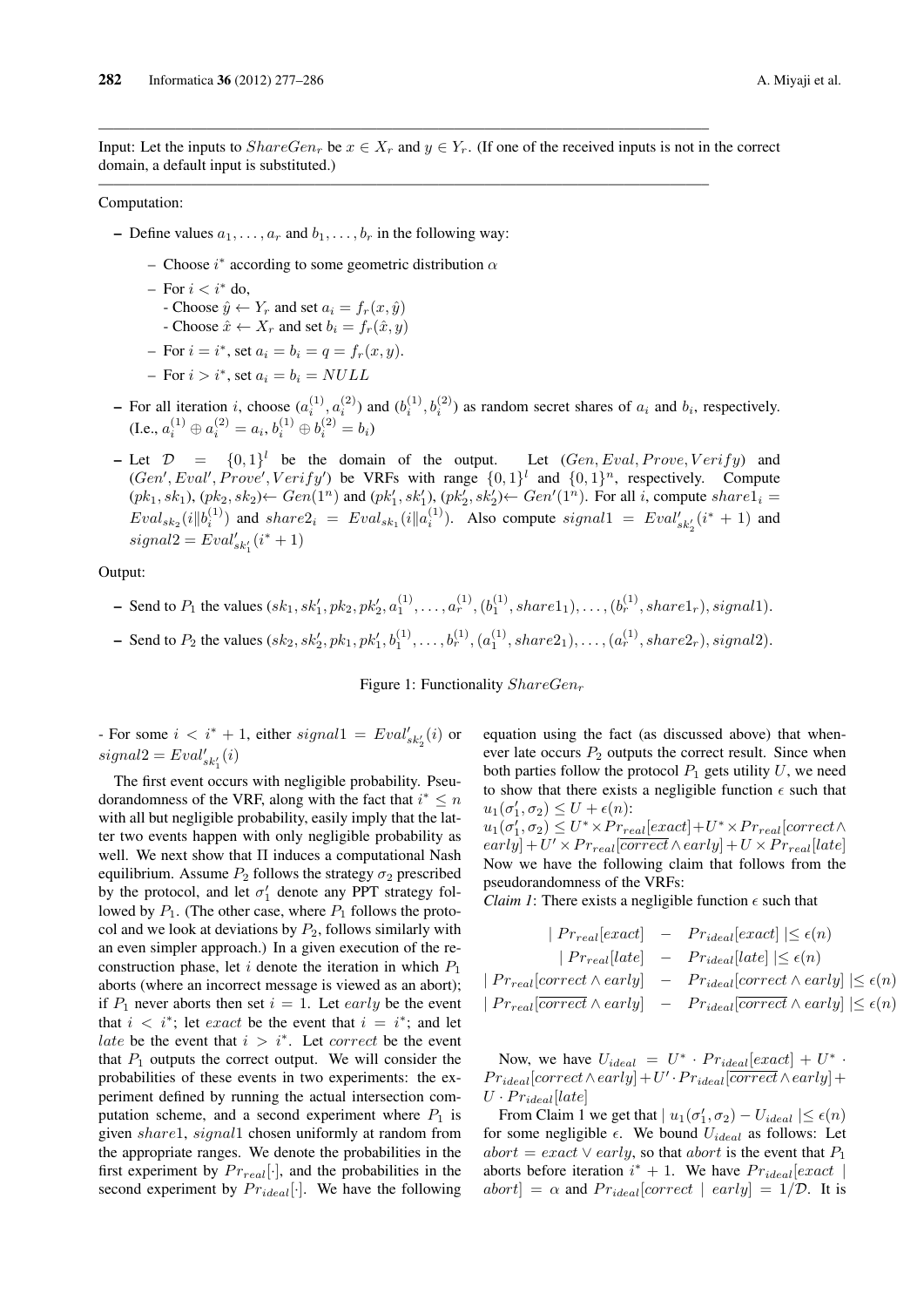Input: Let the inputs to $ShareGen_r$ be $x \in X_r$ and $y \in Y_r$. (If one of the received inputs is not in the correct domain, a default input is substituted.)

Computation:

- Define values $a_1, \ldots, a_r$ and $b_1, \ldots, b_r$ in the following way:
  - Choose $i^*$ according to some geometric distribution $\alpha$
  - For $i < i^*$ do,
    - Choose $\hat{y} \leftarrow Y_r$ and set $a_i = f_r(x, \hat{y})$
    - Choose $\hat{x} \leftarrow X_r$ and set $b_i = f_r(\hat{x}, y)$
  - For $i = i^*$, set $a_i = b_i = q = f_r(x, y)$.
  - For $i > i^*$, set $a_i = b_i = NULL$
- For all iteration $i$, choose $(a_i^{(1)}, a_i^{(2)})$ and $(b_i^{(1)}, b_i^{(2)})$ as random secret shares of $a_i$ and $b_i$, respectively. (I.e., $a_i^{(1)} \oplus a_i^{(2)} = a_i$, $b_i^{(1)} \oplus b_i^{(2)} = b_i$)
- Let $\mathcal{D} = \{0,1\}^l$ be the domain of the output. Let $(Gen, Eval, Prove, Verify)$ and $(Gen', Eval', Prove', Verify')$ be VRFs with range $\{0,1\}^l$ and $\{0,1\}^n$, respectively. Compute $(pk_1, sk_1)$, $(pk_2, sk_2) \leftarrow Gen(1^n)$ and $(pk_1', sk_1')$, $(pk_2', sk_2') \leftarrow Gen'(1^n)$. For all $i$, compute $share1_i = Eval_{sk_2}(i \| b_i^{(1)})$ and $share2_i = Eval_{sk_1}(i \| a_i^{(1)})$. Also compute $signal1 = Eval'_{sk_2'}(i^* + 1)$ and $signal2 = Eval'_{sk_1'}(i^* + 1)$

Output:

- Send to $P_1$ the values $(sk_1, sk_1', pk_2, pk_2', a_1^{(1)}, \ldots, a_r^{(1)}, (b_1^{(1)}, share1_1), \ldots, (b_r^{(1)}, share1_r), signal1)$.
- Send to $P_2$ the values $(sk_2, sk_2', pk_1, pk_1', b_1^{(1)}, \ldots, b_r^{(1)}, (a_1^{(1)}, share2_1), \ldots, (a_r^{(1)}, share2_r), signal2)$.

Figure 1: Functionality $ShareGen_r$

- For some $i < i^* + 1$, either $signal1 = Eval'_{sk_2'}(i)$ or $signal2 = Eval'_{sk_1'}(i)$

The first event occurs with negligible probability. Pseudorandomness of the VRF, along with the fact that $i^* \leq n$ with all but negligible probability, easily imply that the latter two events happen with only negligible probability as well. We next show that $\Pi$ induces a computational Nash equilibrium. Assume $P_2$ follows the strategy $\sigma_2$ prescribed by the protocol, and let $\sigma_1'$ denote any PPT strategy followed by $P_1$. (The other case, where $P_1$ follows the protocol and we look at deviations by $P_2$, follows similarly with an even simpler approach.) In a given execution of the reconstruction phase, let $i$ denote the iteration in which $P_1$ aborts (where an incorrect message is viewed as an abort); if $P_1$ never aborts then set $i = 1$. Let $early$ be the event that $i < i^*$; let $exact$ be the event that $i = i^*$; and let $late$ be the event that $i > i^*$. Let $correct$ be the event that $P_1$ outputs the correct output. We will consider the probabilities of these events in two experiments: the experiment defined by running the actual intersection computation scheme, and a second experiment where $P_1$ is given $share1$, $signal1$ chosen uniformly at random from the appropriate ranges. We denote the probabilities in the first experiment by $Pr_{real}[\cdot]$, and the probabilities in the second experiment by $Pr_{ideal}[\cdot]$. We have the following equation using the fact (as discussed above) that whenever late occurs $P_2$ outputs the correct result. Since when both parties follow the protocol $P_1$ gets utility $U$, we need to show that there exists a negligible function $\epsilon$ such that $u_1(\sigma_1', \sigma_2) \leq U + \epsilon(n)$:

$u_1(\sigma_1', \sigma_2) \leq U^* \times Pr_{real}[exact] + U^* \times Pr_{real}[correct \wedge early] + U' \times Pr_{real}[\overline{correct} \wedge early] + U \times Pr_{real}[late]$

Now we have the following claim that follows from the pseudorandomness of the VRFs:

*Claim 1*: There exists a negligible function $\epsilon$ such that

$$
\begin{aligned}
| Pr_{real}[exact] &- Pr_{ideal}[exact] | \leq \epsilon(n) \\
| Pr_{real}[late] &- Pr_{ideal}[late] | \leq \epsilon(n) \\
| Pr_{real}[correct \wedge early] &- Pr_{ideal}[correct \wedge early] | \leq \epsilon(n) \\
| Pr_{real}[\overline{correct} \wedge early] &- Pr_{ideal}[\overline{correct} \wedge early] | \leq \epsilon(n)
\end{aligned}
$$

Now, we have $U_{ideal} = U^* \cdot Pr_{ideal}[exact] + U^* \cdot Pr_{ideal}[correct \wedge early] + U' \cdot Pr_{ideal}[\overline{correct} \wedge early] + U \cdot Pr_{ideal}[late]$

From Claim 1 we get that $| u_1(\sigma_1', \sigma_2) - U_{ideal} | \leq \epsilon(n)$ for some negligible $\epsilon$. We bound $U_{ideal}$ as follows: Let $abort = exact \vee early$, so that $abort$ is the event that $P_1$ aborts before iteration $i^* + 1$. We have $Pr_{ideal}[exact \mid abort] = \alpha$ and $Pr_{ideal}[correct \mid early] = 1/\mathcal{D}$. It is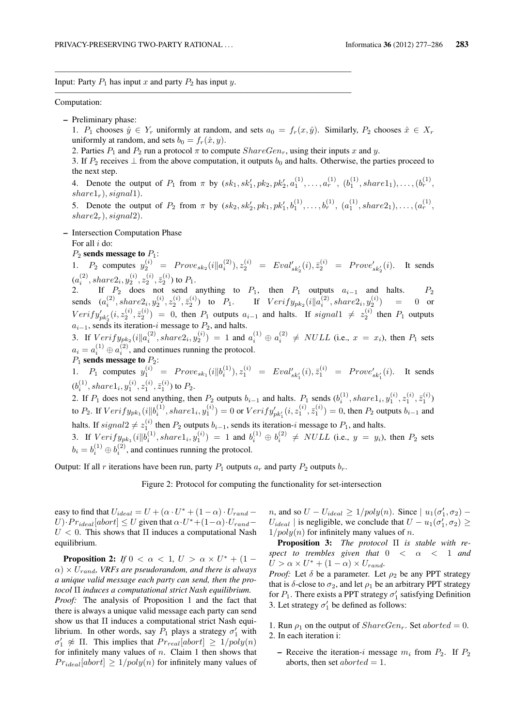Input: Party $P_1$ has input $x$ and party $P_2$ has input $y$.

Computation:

- Preliminary phase:

  1. $P_1$ chooses $\hat{y} \in Y_r$ uniformly at random, and sets $a_0 = f_r(x, \hat{y})$. Similarly, $P_2$ chooses $\hat{x} \in X_r$ uniformly at random, and sets $b_0 = f_r(\hat{x}, y)$.
  2. Parties $P_1$ and $P_2$ run a protocol $\pi$ to compute $ShareGen_r$, using their inputs $x$ and $y$.
  3. If $P_2$ receives $\perp$ from the above computation, it outputs $b_0$ and halts. Otherwise, the parties proceed to the next step.
  4. Denote the output of $P_1$ from $\pi$ by $(sk_1, sk_1', pk_2, pk_2', a_1^{(1)}, \ldots, a_r^{(1)}, (b_1^{(1)}, share1_1), \ldots, (b_r^{(1)}, share1_r), signal1)$.
  5. Denote the output of $P_2$ from $\pi$ by $(sk_2, sk_2', pk_1, pk_1', b_1^{(1)}, \ldots, b_r^{(1)}, (a_1^{(1)}, share2_1), \ldots, (a_r^{(1)}, share2_r), signal2)$.

- Intersection Computation Phase

  For all $i$ do:

  **$P_2$ sends message to $P_1$:**

  1. $P_2$ computes $y_2^{(i)} = Prove_{sk_2}(i \| a_i^{(2)}), z_2^{(i)} = Eval'_{sk_2'}(i), \bar{z}_2^{(i)} = Prove'_{sk_2'}(i)$. It sends $(a_i^{(2)}, share2_i, y_2^{(i)}, z_2^{(i)}, \bar{z}_2^{(i)})$ to $P_1$.
  2. If $P_2$ does not send anything to $P_1$, then $P_1$ outputs $a_{i-1}$ and halts. $P_2$ sends $(a_i^{(2)}, share2_i, y_2^{(i)}, z_2^{(i)}, \bar{z}_2^{(i)})$ to $P_1$. If $Verify_{pk_2}(i \| a_i^{(2)}, share2_i, y_2^{(i)}) = 0$ or $Verify'_{pk_2'}(i, z_2^{(i)}, \bar{z}_2^{(i)}) = 0$, then $P_1$ outputs $a_{i-1}$ and halts. If $signal1 \neq z_2^{(i)}$ then $P_1$ outputs $a_{i-1}$, sends its iteration-$i$ message to $P_2$, and halts.
  3. If $Verify_{pk_2}(i \| a_i^{(2)}, share2_i, y_2^{(i)}) = 1$ and $a_i^{(1)} \oplus a_i^{(2)} \neq NULL$ (i.e., $x = x_i$), then $P_1$ sets $a_i = a_i^{(1)} \oplus a_i^{(2)}$, and continues running the protocol.

  **$P_1$ sends message to $P_2$:**

  1. $P_1$ computes $y_1^{(i)} = Prove_{sk_1}(i \| b_i^{(1)}), z_1^{(i)} = Eval'_{sk_1'}(i), \bar{z}_1^{(i)} = Prove'_{sk_1'}(i)$. It sends $(b_i^{(1)}, share1_i, y_1^{(i)}, z_1^{(i)}, \bar{z}_1^{(i)})$ to $P_2$.
  2. If $P_1$ does not send anything, then $P_2$ outputs $b_{i-1}$ and halts. $P_1$ sends $(b_i^{(1)}, share1_i, y_1^{(i)}, z_1^{(i)}, \bar{z}_1^{(i)})$ to $P_2$. If $Verify_{pk_1}(i \| b_i^{(1)}, share1_i, y_1^{(i)}) = 0$ or $Verify'_{pk_1'}(i, z_1^{(i)}, \bar{z}_1^{(i)}) = 0$, then $P_2$ outputs $b_{i-1}$ and halts. If $signal2 \neq z_1^{(i)}$ then $P_2$ outputs $b_{i-1}$, sends its iteration-$i$ message to $P_1$, and halts.
  3. If $Verify_{pk_1}(i \| b_i^{(1)}, share1_i, y_1^{(i)}) = 1$ and $b_i^{(1)} \oplus b_i^{(2)} \neq NULL$ (i.e., $y = y_i$), then $P_2$ sets $b_i = b_i^{(1)} \oplus b_i^{(2)}$, and continues running the protocol.

Output: If all $r$ iterations have been run, party $P_1$ outputs $a_r$ and party $P_2$ outputs $b_r$.

Figure 2: Protocol for computing the functionality for set-intersection

easy to find that $U_{ideal} = U + (\alpha \cdot U^* + (1-\alpha) \cdot U_{rand} - U) \cdot Pr_{ideal}[abort] \leq U$ given that $\alpha \cdot U^* + (1-\alpha) \cdot U_{rand} - U < 0$. This shows that $\Pi$ induces a computational Nash equilibrium.

**Proposition 2:** *If $0 < \alpha < 1$, $U > \alpha \times U^* + (1-\alpha) \times U_{rand}$, VRFs are pseudorandom, and there is always a unique valid message each party can send, then the protocol $\Pi$ induces a computational strict Nash equilibrium.*

*Proof:* The analysis of Proposition 1 and the fact that there is always a unique valid message each party can send show us that $\Pi$ induces a computational strict Nash equilibrium. In other words, say $P_1$ plays a strategy $\sigma_1'$ with $\sigma_1' \not\approx \Pi$. This implies that $Pr_{real}[abort] \geq 1/poly(n)$ for infinitely many values of $n$. Claim 1 then shows that $Pr_{ideal}[abort] \geq 1/poly(n)$ for infinitely many values of $n$, and so $U - U_{ideal} \geq 1/poly(n)$. Since $| u_1(\sigma_1', \sigma_2) - U_{ideal} |$ is negligible, we conclude that $U - u_1(\sigma_1', \sigma_2) \geq 1/poly(n)$ for infinitely many values of $n$.

**Proposition 3:** *The protocol $\Pi$ is stable with respect to trembles given that $0 < \alpha < 1$ and $U > \alpha \times U^* + (1-\alpha) \times U_{rand}$.*

*Proof:* Let $\delta$ be a parameter. Let $\rho_2$ be any PPT strategy that is $\delta$-close to $\sigma_2$, and let $\rho_1$ be an arbitrary PPT strategy for $P_1$. There exists a PPT strategy $\sigma_1'$ satisfying Definition 3. Let strategy $\sigma_1'$ be defined as follows:

1. Run $\rho_1$ on the output of $ShareGen_r$. Set $aborted = 0$.
2. In each iteration i:
   - Receive the iteration-$i$ message $m_i$ from $P_2$. If $P_2$ aborts, then set $aborted = 1$.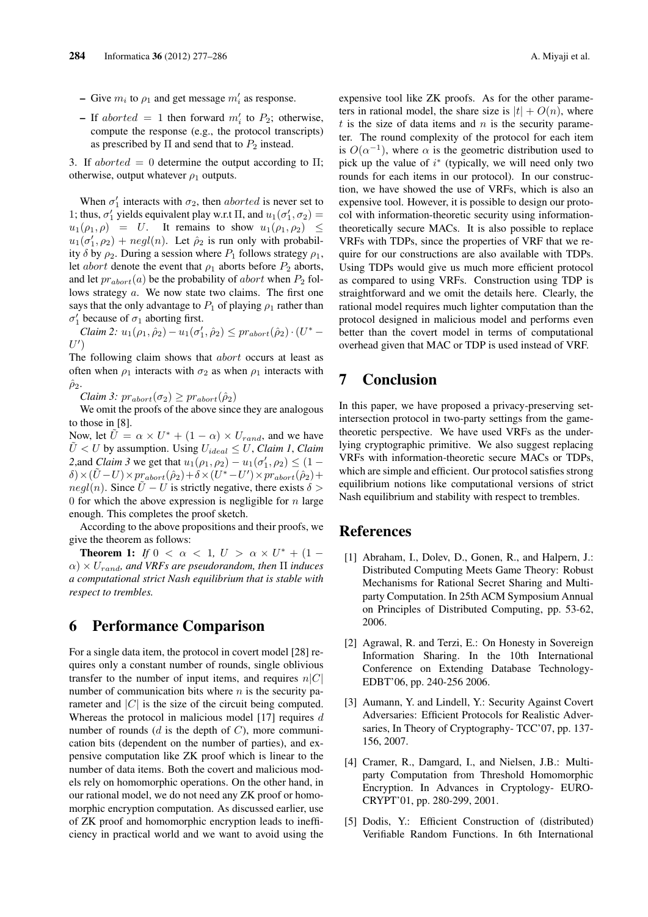- Give $m_i$ to $\rho_1$ and get message $m'_i$ as response.
- If $aborted = 1$ then forward $m'_i$ to $P_2$; otherwise, compute the response (e.g., the protocol transcripts) as prescribed by $\Pi$ and send that to $P_2$ instead.

3. If $aborted = 0$ determine the output according to $\Pi$; otherwise, output whatever $\rho_1$ outputs.

When $\sigma'_1$ interacts with $\sigma_2$, then $aborted$ is never set to 1; thus, $\sigma'_1$ yields equivalent play w.r.t $\Pi$, and $u_1(\sigma'_1, \sigma_2) = u_1(\rho_1, \rho) = U$. It remains to show $u_1(\rho_1, \rho_2) \leq u_1(\sigma'_1, \rho_2) + negl(n)$. Let $\hat{\rho}_2$ is run only with probability $\delta$ by $\rho_2$. During a session where $P_1$ follows strategy $\rho_1$, let $abort$ denote the event that $\rho_1$ aborts before $P_2$ aborts, and let $pr_{abort}(a)$ be the probability of $abort$ when $P_2$ follows strategy $a$. We now state two claims. The first one says that the only advantage to $P_1$ of playing $\rho_1$ rather than $\sigma'_1$ because of $\sigma_1$ aborting first.

*Claim 2:* $u_1(\rho_1, \hat{\rho}_2) - u_1(\sigma'_1, \hat{\rho}_2) \leq pr_{abort}(\hat{\rho}_2) \cdot (U^* - U')$

The following claim shows that $abort$ occurs at least as often when $\rho_1$ interacts with $\sigma_2$ as when $\rho_1$ interacts with $\hat{\rho}_2$.

*Claim 3:* $pr_{abort}(\sigma_2) \geq pr_{abort}(\hat{\rho}_2)$

We omit the proofs of the above since they are analogous to those in [8].

Now, let $\tilde{U} = \alpha \times U^* + (1-\alpha) \times U_{rand}$, and we have $\tilde{U} < U$ by assumption. Using $U_{ideal} \leq U$, *Claim 1*, *Claim 2*, and *Claim 3* we get that $u_1(\rho_1, \rho_2) - u_1(\sigma'_1, \rho_2) \leq (1-\delta) \times (\tilde{U} - U) \times pr_{abort}(\hat{\rho}_2) + \delta \times (U^* - U') \times pr_{abort}(\hat{\rho}_2) + negl(n)$. Since $\tilde{U} - U$ is strictly negative, there exists $\delta > 0$ for which the above expression is negligible for $n$ large enough. This completes the proof sketch.

According to the above propositions and their proofs, we give the theorem as follows:

**Theorem 1:** *If $0 < \alpha < 1$, $U > \alpha \times U^* + (1-\alpha) \times U_{rand}$, and VRFs are pseudorandom, then $\Pi$ induces a computational strict Nash equilibrium that is stable with respect to trembles.*

## 6 Performance Comparison

For a single data item, the protocol in covert model [28] requires only a constant number of rounds, single oblivious transfer to the number of input items, and requires $n|C|$ number of communication bits where $n$ is the security parameter and $|C|$ is the size of the circuit being computed. Whereas the protocol in malicious model [17] requires $d$ number of rounds ($d$ is the depth of $C$), more communication bits (dependent on the number of parties), and expensive computation like ZK proof which is linear to the number of data items. Both the covert and malicious models rely on homomorphic operations. On the other hand, in our rational model, we do not need any ZK proof or homomorphic encryption computation. As discussed earlier, use of ZK proof and homomorphic encryption leads to inefficiency in practical world and we want to avoid using the expensive tool like ZK proofs. As for the other parameters in rational model, the share size is $|t| + O(n)$, where $t$ is the size of data items and $n$ is the security parameter. The round complexity of the protocol for each item is $O(\alpha^{-1})$, where $\alpha$ is the geometric distribution used to pick up the value of $i^*$ (typically, we will need only two rounds for each items in our protocol). In our construction, we have showed the use of VRFs, which is also an expensive tool. However, it is possible to design our protocol with information-theoretic security using information-theoretically secure MACs. It is also possible to replace VRFs with TDPs, since the properties of VRF that we require for our constructions are also available with TDPs. Using TDPs would give us much more efficient protocol as compared to using VRFs. Construction using TDP is straightforward and we omit the details here. Clearly, the rational model requires much lighter computation than the protocol designed in malicious model and performs even better than the covert model in terms of computational overhead given that MAC or TDP is used instead of VRF.

## 7 Conclusion

In this paper, we have proposed a privacy-preserving set-intersection protocol in two-party settings from the game-theoretic perspective. We have used VRFs as the underlying cryptographic primitive. We also suggest replacing VRFs with information-theoretic secure MACs or TDPs, which are simple and efficient. Our protocol satisfies strong equilibrium notions like computational versions of strict Nash equilibrium and stability with respect to trembles.

## References

[1] Abraham, I., Dolev, D., Gonen, R., and Halpern, J.: Distributed Computing Meets Game Theory: Robust Mechanisms for Rational Secret Sharing and Multiparty Computation. In 25th ACM Symposium Annual on Principles of Distributed Computing, pp. 53-62, 2006.

[2] Agrawal, R. and Terzi, E.: On Honesty in Sovereign Information Sharing. In the 10th International Conference on Extending Database Technology-EDBT'06, pp. 240-256 2006.

[3] Aumann, Y. and Lindell, Y.: Security Against Covert Adversaries: Efficient Protocols for Realistic Adversaries, In Theory of Cryptography- TCC'07, pp. 137-156, 2007.

[4] Cramer, R., Damgard, I., and Nielsen, J.B.: Multiparty Computation from Threshold Homomorphic Encryption. In Advances in Cryptology- EUROCRYPT'01, pp. 280-299, 2001.

[5] Dodis, Y.: Efficient Construction of (distributed) Verifiable Random Functions. In 6th International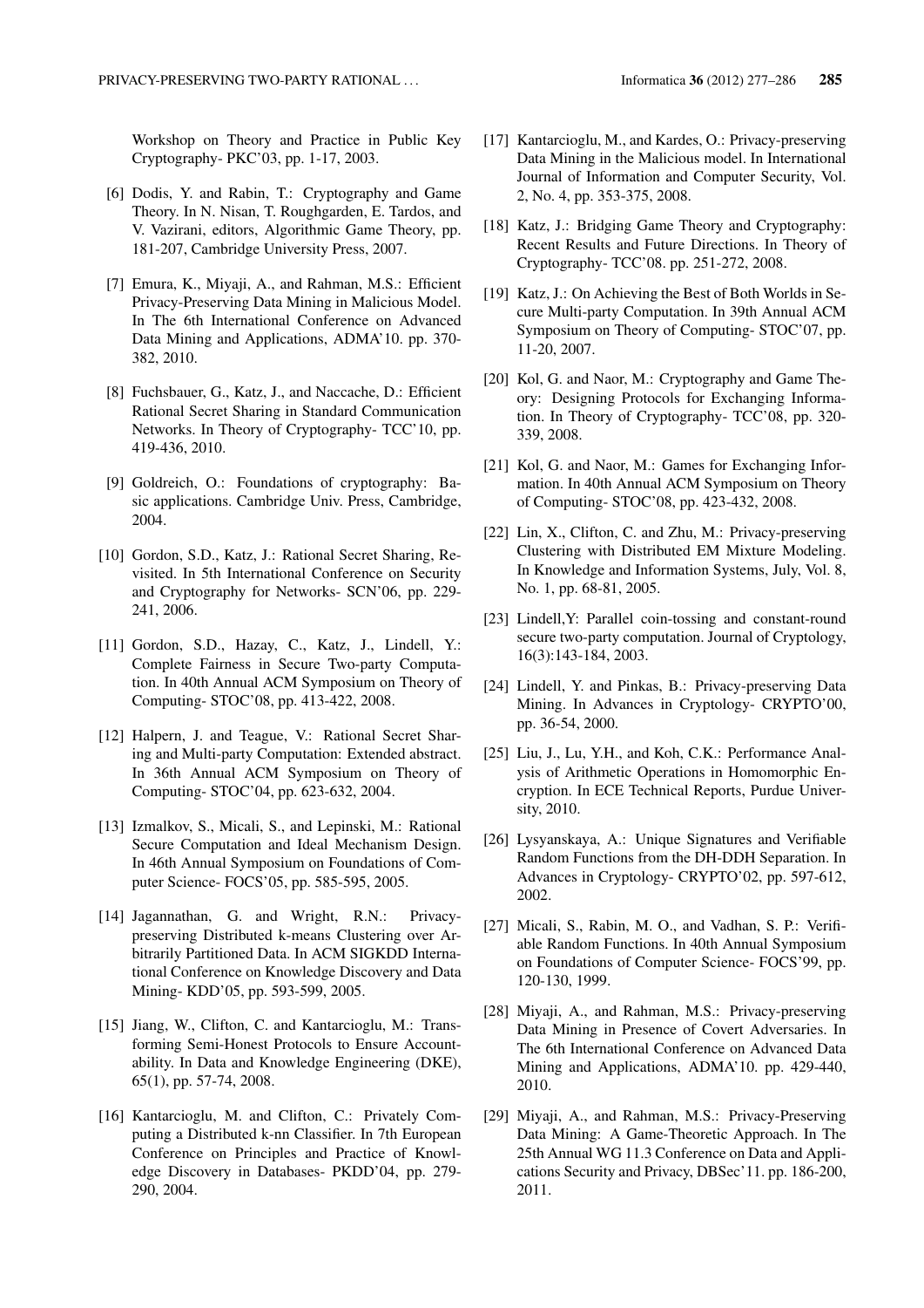Workshop on Theory and Practice in Public Key Cryptography- PKC'03, pp. 1-17, 2003.

[6] Dodis, Y. and Rabin, T.: Cryptography and Game Theory. In N. Nisan, T. Roughgarden, E. Tardos, and V. Vazirani, editors, Algorithmic Game Theory, pp. 181-207, Cambridge University Press, 2007.

[7] Emura, K., Miyaji, A., and Rahman, M.S.: Efficient Privacy-Preserving Data Mining in Malicious Model. In The 6th International Conference on Advanced Data Mining and Applications, ADMA'10. pp. 370-382, 2010.

[8] Fuchsbauer, G., Katz, J., and Naccache, D.: Efficient Rational Secret Sharing in Standard Communication Networks. In Theory of Cryptography- TCC'10, pp. 419-436, 2010.

[9] Goldreich, O.: Foundations of cryptography: Basic applications. Cambridge Univ. Press, Cambridge, 2004.

[10] Gordon, S.D., Katz, J.: Rational Secret Sharing, Revisited. In 5th International Conference on Security and Cryptography for Networks- SCN'06, pp. 229-241, 2006.

[11] Gordon, S.D., Hazay, C., Katz, J., Lindell, Y.: Complete Fairness in Secure Two-party Computation. In 40th Annual ACM Symposium on Theory of Computing- STOC'08, pp. 413-422, 2008.

[12] Halpern, J. and Teague, V.: Rational Secret Sharing and Multi-party Computation: Extended abstract. In 36th Annual ACM Symposium on Theory of Computing- STOC'04, pp. 623-632, 2004.

[13] Izmalkov, S., Micali, S., and Lepinski, M.: Rational Secure Computation and Ideal Mechanism Design. In 46th Annual Symposium on Foundations of Computer Science- FOCS'05, pp. 585-595, 2005.

[14] Jagannathan, G. and Wright, R.N.: Privacy-preserving Distributed k-means Clustering over Arbitrarily Partitioned Data. In ACM SIGKDD International Conference on Knowledge Discovery and Data Mining- KDD'05, pp. 593-599, 2005.

[15] Jiang, W., Clifton, C. and Kantarcioglu, M.: Transforming Semi-Honest Protocols to Ensure Accountability. In Data and Knowledge Engineering (DKE), 65(1), pp. 57-74, 2008.

[16] Kantarcioglu, M. and Clifton, C.: Privately Computing a Distributed k-nn Classifier. In 7th European Conference on Principles and Practice of Knowledge Discovery in Databases- PKDD'04, pp. 279-290, 2004.

[17] Kantarcioglu, M., and Kardes, O.: Privacy-preserving Data Mining in the Malicious model. In International Journal of Information and Computer Security, Vol. 2, No. 4, pp. 353-375, 2008.

[18] Katz, J.: Bridging Game Theory and Cryptography: Recent Results and Future Directions. In Theory of Cryptography- TCC'08. pp. 251-272, 2008.

[19] Katz, J.: On Achieving the Best of Both Worlds in Secure Multi-party Computation. In 39th Annual ACM Symposium on Theory of Computing- STOC'07, pp. 11-20, 2007.

[20] Kol, G. and Naor, M.: Cryptography and Game Theory: Designing Protocols for Exchanging Information. In Theory of Cryptography- TCC'08, pp. 320-339, 2008.

[21] Kol, G. and Naor, M.: Games for Exchanging Information. In 40th Annual ACM Symposium on Theory of Computing- STOC'08, pp. 423-432, 2008.

[22] Lin, X., Clifton, C. and Zhu, M.: Privacy-preserving Clustering with Distributed EM Mixture Modeling. In Knowledge and Information Systems, July, Vol. 8, No. 1, pp. 68-81, 2005.

[23] Lindell,Y: Parallel coin-tossing and constant-round secure two-party computation. Journal of Cryptology, 16(3):143-184, 2003.

[24] Lindell, Y. and Pinkas, B.: Privacy-preserving Data Mining. In Advances in Cryptology- CRYPTO'00, pp. 36-54, 2000.

[25] Liu, J., Lu, Y.H., and Koh, C.K.: Performance Analysis of Arithmetic Operations in Homomorphic Encryption. In ECE Technical Reports, Purdue University, 2010.

[26] Lysyanskaya, A.: Unique Signatures and Verifiable Random Functions from the DH-DDH Separation. In Advances in Cryptology- CRYPTO'02, pp. 597-612, 2002.

[27] Micali, S., Rabin, M. O., and Vadhan, S. P.: Verifiable Random Functions. In 40th Annual Symposium on Foundations of Computer Science- FOCS'99, pp. 120-130, 1999.

[28] Miyaji, A., and Rahman, M.S.: Privacy-preserving Data Mining in Presence of Covert Adversaries. In The 6th International Conference on Advanced Data Mining and Applications, ADMA'10. pp. 429-440, 2010.

[29] Miyaji, A., and Rahman, M.S.: Privacy-Preserving Data Mining: A Game-Theoretic Approach. In The 25th Annual WG 11.3 Conference on Data and Applications Security and Privacy, DBSec'11. pp. 186-200, 2011.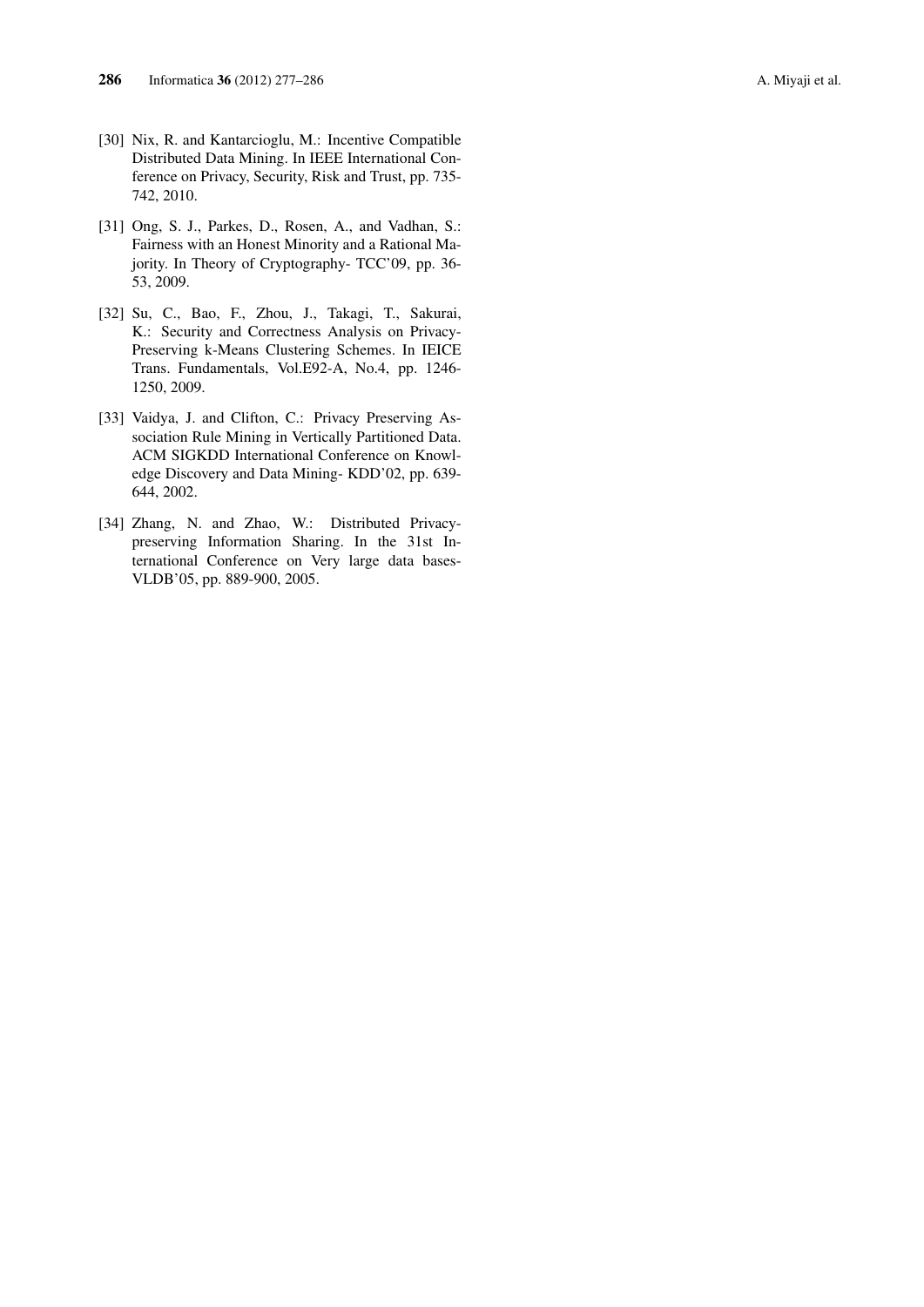[30] Nix, R. and Kantarcioglu, M.: Incentive Compatible Distributed Data Mining. In IEEE International Conference on Privacy, Security, Risk and Trust, pp. 735-742, 2010.

[31] Ong, S. J., Parkes, D., Rosen, A., and Vadhan, S.: Fairness with an Honest Minority and a Rational Majority. In Theory of Cryptography- TCC'09, pp. 36-53, 2009.

[32] Su, C., Bao, F., Zhou, J., Takagi, T., Sakurai, K.: Security and Correctness Analysis on Privacy-Preserving k-Means Clustering Schemes. In IEICE Trans. Fundamentals, Vol.E92-A, No.4, pp. 1246-1250, 2009.

[33] Vaidya, J. and Clifton, C.: Privacy Preserving Association Rule Mining in Vertically Partitioned Data. ACM SIGKDD International Conference on Knowledge Discovery and Data Mining- KDD'02, pp. 639-644, 2002.

[34] Zhang, N. and Zhao, W.: Distributed Privacy-preserving Information Sharing. In the 31st International Conference on Very large data bases-VLDB'05, pp. 889-900, 2005.